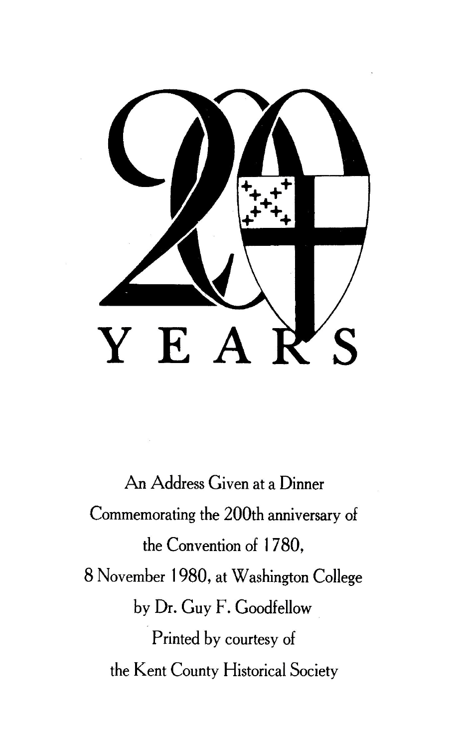# 200 YEARS

An Address Given at a Dinner
Commemorating the 200th anniversary of
the Convention of 1780,
8 November 1980, at Washington College
by Dr. Guy F. Goodfellow
Printed by courtesy of
the Kent County Historical Society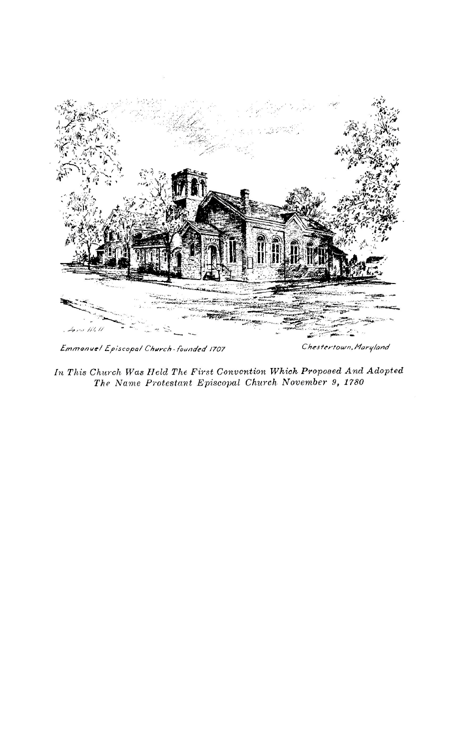Emmanuel Episcopal Church - founded 1707 Chestertown, Maryland

*In This Church Was Held The First Convention Which Proposed And Adopted The Name Protestant Episcopal Church November 9, 1780*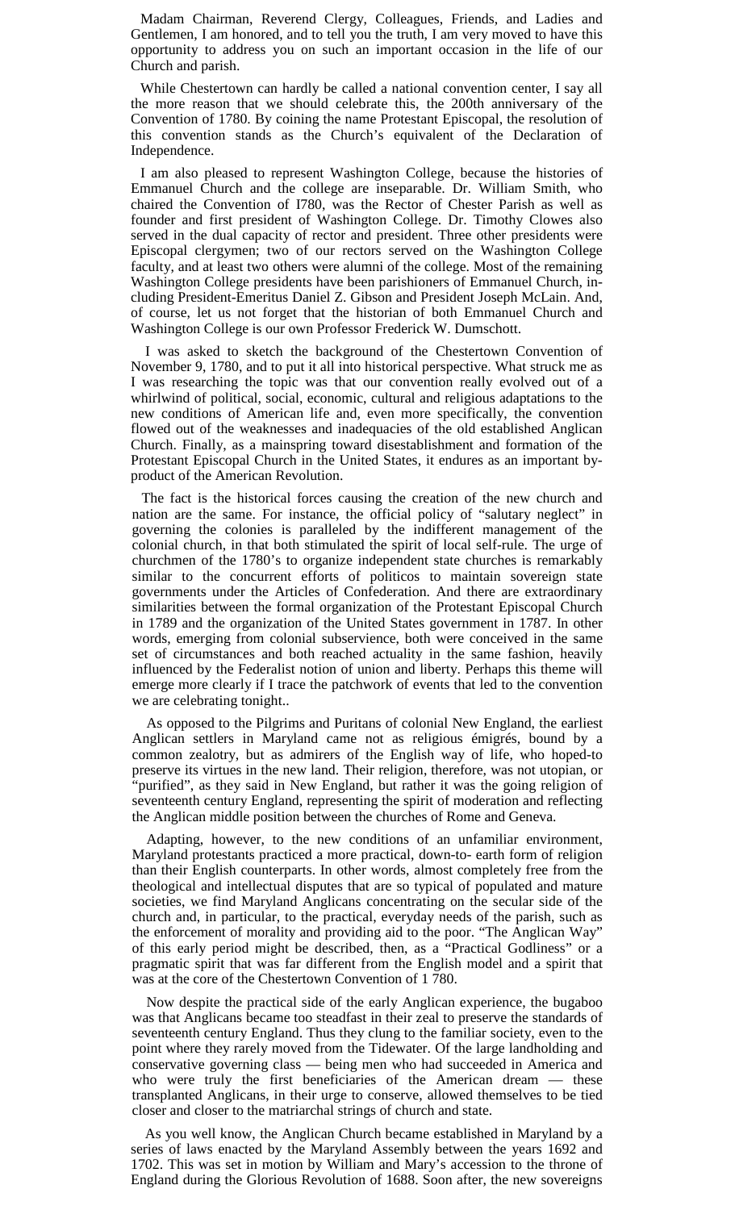Madam Chairman, Reverend Clergy, Colleagues, Friends, and Ladies and Gentlemen, I am honored, and to tell you the truth, I am very moved to have this opportunity to address you on such an important occasion in the life of our Church and parish.

While Chestertown can hardly be called a national convention center, I say all the more reason that we should celebrate this, the 200th anniversary of the Convention of 1780. By coining the name Protestant Episcopal, the resolution of this convention stands as the Church's equivalent of the Declaration of Independence.

I am also pleased to represent Washington College, because the histories of Emmanuel Church and the college are inseparable. Dr. William Smith, who chaired the Convention of I780, was the Rector of Chester Parish as well as founder and first president of Washington College. Dr. Timothy Clowes also served in the dual capacity of rector and president. Three other presidents were Episcopal clergymen; two of our rectors served on the Washington College faculty, and at least two others were alumni of the college. Most of the remaining Washington College presidents have been parishioners of Emmanuel Church, including President-Emeritus Daniel Z. Gibson and President Joseph McLain. And, of course, let us not forget that the historian of both Emmanuel Church and Washington College is our own Professor Frederick W. Dumschott.

I was asked to sketch the background of the Chestertown Convention of November 9, 1780, and to put it all into historical perspective. What struck me as I was researching the topic was that our convention really evolved out of a whirlwind of political, social, economic, cultural and religious adaptations to the new conditions of American life and, even more specifically, the convention flowed out of the weaknesses and inadequacies of the old established Anglican Church. Finally, as a mainspring toward disestablishment and formation of the Protestant Episcopal Church in the United States, it endures as an important by-product of the American Revolution.

The fact is the historical forces causing the creation of the new church and nation are the same. For instance, the official policy of "salutary neglect" in governing the colonies is paralleled by the indifferent management of the colonial church, in that both stimulated the spirit of local self-rule. The urge of churchmen of the 1780's to organize independent state churches is remarkably similar to the concurrent efforts of politicos to maintain sovereign state governments under the Articles of Confederation. And there are extraordinary similarities between the formal organization of the Protestant Episcopal Church in 1789 and the organization of the United States government in 1787. In other words, emerging from colonial subservience, both were conceived in the same set of circumstances and both reached actuality in the same fashion, heavily influenced by the Federalist notion of union and liberty. Perhaps this theme will emerge more clearly if I trace the patchwork of events that led to the convention we are celebrating tonight..

As opposed to the Pilgrims and Puritans of colonial New England, the earliest Anglican settlers in Maryland came not as religious émigrés, bound by a common zealotry, but as admirers of the English way of life, who hoped-to preserve its virtues in the new land. Their religion, therefore, was not utopian, or "purified", as they said in New England, but rather it was the going religion of seventeenth century England, representing the spirit of moderation and reflecting the Anglican middle position between the churches of Rome and Geneva.

Adapting, however, to the new conditions of an unfamiliar environment, Maryland protestants practiced a more practical, down-to- earth form of religion than their English counterparts. In other words, almost completely free from the theological and intellectual disputes that are so typical of populated and mature societies, we find Maryland Anglicans concentrating on the secular side of the church and, in particular, to the practical, everyday needs of the parish, such as the enforcement of morality and providing aid to the poor. "The Anglican Way" of this early period might be described, then, as a "Practical Godliness" or a pragmatic spirit that was far different from the English model and a spirit that was at the core of the Chestertown Convention of 1 780.

Now despite the practical side of the early Anglican experience, the bugaboo was that Anglicans became too steadfast in their zeal to preserve the standards of seventeenth century England. Thus they clung to the familiar society, even to the point where they rarely moved from the Tidewater. Of the large landholding and conservative governing class — being men who had succeeded in America and who were truly the first beneficiaries of the American dream — these transplanted Anglicans, in their urge to conserve, allowed themselves to be tied closer and closer to the matriarchal strings of church and state.

As you well know, the Anglican Church became established in Maryland by a series of laws enacted by the Maryland Assembly between the years 1692 and 1702. This was set in motion by William and Mary's accession to the throne of England during the Glorious Revolution of 1688. Soon after, the new sovereigns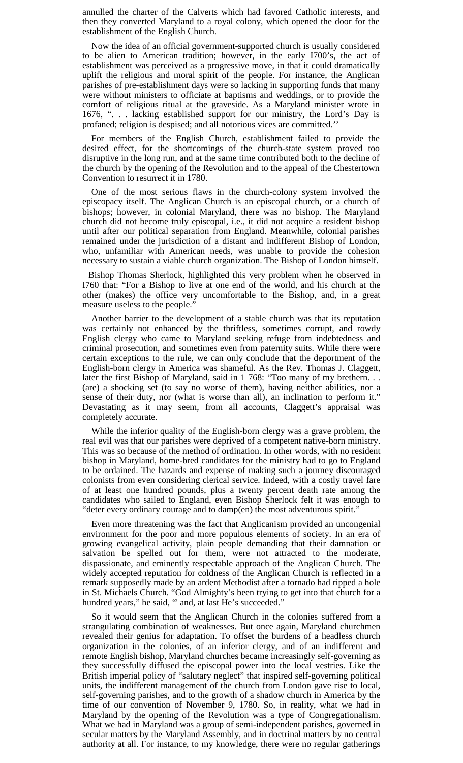annulled the charter of the Calverts which had favored Catholic interests, and then they converted Maryland to a royal colony, which opened the door for the establishment of the English Church.

Now the idea of an official government-supported church is usually considered to be alien to American tradition; however, in the early I700's, the act of establishment was perceived as a progressive move, in that it could dramatically uplift the religious and moral spirit of the people. For instance, the Anglican parishes of pre-establishment days were so lacking in supporting funds that many were without ministers to officiate at baptisms and weddings, or to provide the comfort of religious ritual at the graveside. As a Maryland minister wrote in 1676, ". . . lacking established support for our ministry, the Lord's Day is profaned; religion is despised; and all notorious vices are committed.''

For members of the English Church, establishment failed to provide the desired effect, for the shortcomings of the church-state system proved too disruptive in the long run, and at the same time contributed both to the decline of the church by the opening of the Revolution and to the appeal of the Chestertown Convention to resurrect it in 1780.

One of the most serious flaws in the church-colony system involved the episcopacy itself. The Anglican Church is an episcopal church, or a church of bishops; however, in colonial Maryland, there was no bishop. The Maryland church did not become truly episcopal, i.e., it did not acquire a resident bishop until after our political separation from England. Meanwhile, colonial parishes remained under the jurisdiction of a distant and indifferent Bishop of London, who, unfamiliar with American needs, was unable to provide the cohesion necessary to sustain a viable church organization. The Bishop of London himself.

Bishop Thomas Sherlock, highlighted this very problem when he observed in I760 that: "For a Bishop to live at one end of the world, and his church at the other (makes) the office very uncomfortable to the Bishop, and, in a great measure useless to the people."

Another barrier to the development of a stable church was that its reputation was certainly not enhanced by the thriftless, sometimes corrupt, and rowdy English clergy who came to Maryland seeking refuge from indebtedness and criminal prosecution, and sometimes even from paternity suits. While there were certain exceptions to the rule, we can only conclude that the deportment of the English-born clergy in America was shameful. As the Rev. Thomas J. Claggett, later the first Bishop of Maryland, said in 1 768: "Too many of my brethern. . . (are) a shocking set (to say no worse of them), having neither abilities, nor a sense of their duty, nor (what is worse than all), an inclination to perform it." Devastating as it may seem, from all accounts, Claggett's appraisal was completely accurate.

While the inferior quality of the English-born clergy was a grave problem, the real evil was that our parishes were deprived of a competent native-born ministry. This was so because of the method of ordination. In other words, with no resident bishop in Maryland, home-bred candidates for the ministry had to go to England to be ordained. The hazards and expense of making such a journey discouraged colonists from even considering clerical service. Indeed, with a costly travel fare of at least one hundred pounds, plus a twenty percent death rate among the candidates who sailed to England, even Bishop Sherlock felt it was enough to "deter every ordinary courage and to damp(en) the most adventurous spirit."

Even more threatening was the fact that Anglicanism provided an uncongenial environment for the poor and more populous elements of society. In an era of growing evangelical activity, plain people demanding that their damnation or salvation be spelled out for them, were not attracted to the moderate, dispassionate, and eminently respectable approach of the Anglican Church. The widely accepted reputation for coldness of the Anglican Church is reflected in a remark supposedly made by an ardent Methodist after a tornado had ripped a hole in St. Michaels Church. "God Almighty's been trying to get into that church for a hundred years," he said, "' and, at last He's succeeded."

So it would seem that the Anglican Church in the colonies suffered from a strangulating combination of weaknesses. But once again, Maryland churchmen revealed their genius for adaptation. To offset the burdens of a headless church organization in the colonies, of an inferior clergy, and of an indifferent and remote English bishop, Maryland churches became increasingly self-governing as they successfully diffused the episcopal power into the local vestries. Like the British imperial policy of "salutary neglect" that inspired self-governing political units, the indifferent management of the church from London gave rise to local, self-governing parishes, and to the growth of a shadow church in America by the time of our convention of November 9, 1780. So, in reality, what we had in Maryland by the opening of the Revolution was a type of Congregationalism. What we had in Maryland was a group of semi-independent parishes, governed in secular matters by the Maryland Assembly, and in doctrinal matters by no central authority at all. For instance, to my knowledge, there were no regular gatherings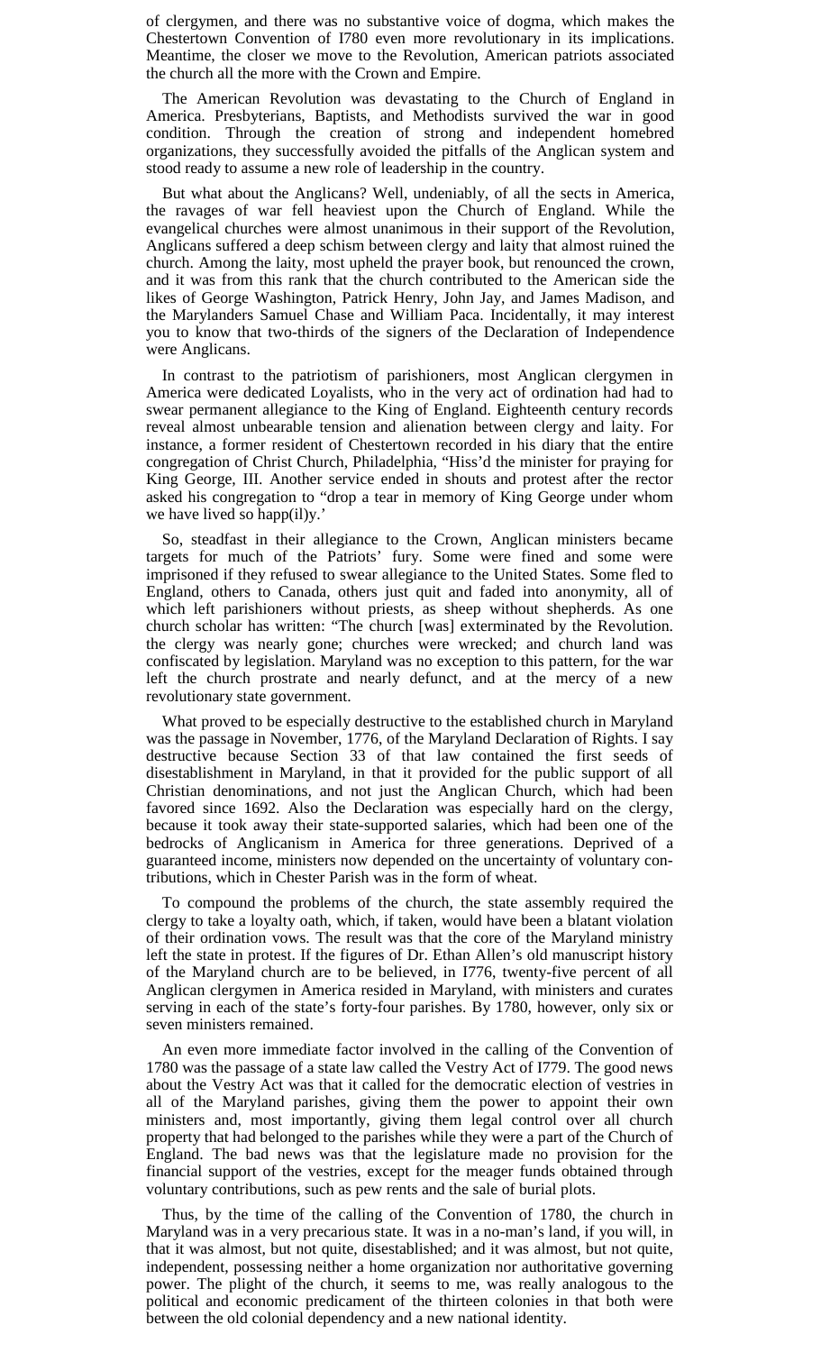of clergymen, and there was no substantive voice of dogma, which makes the Chestertown Convention of I780 even more revolutionary in its implications. Meantime, the closer we move to the Revolution, American patriots associated the church all the more with the Crown and Empire.

The American Revolution was devastating to the Church of England in America. Presbyterians, Baptists, and Methodists survived the war in good condition. Through the creation of strong and independent homebred organizations, they successfully avoided the pitfalls of the Anglican system and stood ready to assume a new role of leadership in the country.

But what about the Anglicans? Well, undeniably, of all the sects in America, the ravages of war fell heaviest upon the Church of England. While the evangelical churches were almost unanimous in their support of the Revolution, Anglicans suffered a deep schism between clergy and laity that almost ruined the church. Among the laity, most upheld the prayer book, but renounced the crown, and it was from this rank that the church contributed to the American side the likes of George Washington, Patrick Henry, John Jay, and James Madison, and the Marylanders Samuel Chase and William Paca. Incidentally, it may interest you to know that two-thirds of the signers of the Declaration of Independence were Anglicans.

In contrast to the patriotism of parishioners, most Anglican clergymen in America were dedicated Loyalists, who in the very act of ordination had had to swear permanent allegiance to the King of England. Eighteenth century records reveal almost unbearable tension and alienation between clergy and laity. For instance, a former resident of Chestertown recorded in his diary that the entire congregation of Christ Church, Philadelphia, "Hiss'd the minister for praying for King George, III. Another service ended in shouts and protest after the rector asked his congregation to "drop a tear in memory of King George under whom we have lived so happ(il)y.'

So, steadfast in their allegiance to the Crown, Anglican ministers became targets for much of the Patriots' fury. Some were fined and some were imprisoned if they refused to swear allegiance to the United States. Some fled to England, others to Canada, others just quit and faded into anonymity, all of which left parishioners without priests, as sheep without shepherds. As one church scholar has written: "The church [was] exterminated by the Revolution. the clergy was nearly gone; churches were wrecked; and church land was confiscated by legislation. Maryland was no exception to this pattern, for the war left the church prostrate and nearly defunct, and at the mercy of a new revolutionary state government.

What proved to be especially destructive to the established church in Maryland was the passage in November, 1776, of the Maryland Declaration of Rights. I say destructive because Section 33 of that law contained the first seeds of disestablishment in Maryland, in that it provided for the public support of all Christian denominations, and not just the Anglican Church, which had been favored since 1692. Also the Declaration was especially hard on the clergy, because it took away their state-supported salaries, which had been one of the bedrocks of Anglicanism in America for three generations. Deprived of a guaranteed income, ministers now depended on the uncertainty of voluntary contributions, which in Chester Parish was in the form of wheat.

To compound the problems of the church, the state assembly required the clergy to take a loyalty oath, which, if taken, would have been a blatant violation of their ordination vows. The result was that the core of the Maryland ministry left the state in protest. If the figures of Dr. Ethan Allen's old manuscript history of the Maryland church are to be believed, in I776, twenty-five percent of all Anglican clergymen in America resided in Maryland, with ministers and curates serving in each of the state's forty-four parishes. By 1780, however, only six or seven ministers remained.

An even more immediate factor involved in the calling of the Convention of 1780 was the passage of a state law called the Vestry Act of I779. The good news about the Vestry Act was that it called for the democratic election of vestries in all of the Maryland parishes, giving them the power to appoint their own ministers and, most importantly, giving them legal control over all church property that had belonged to the parishes while they were a part of the Church of England. The bad news was that the legislature made no provision for the financial support of the vestries, except for the meager funds obtained through voluntary contributions, such as pew rents and the sale of burial plots.

Thus, by the time of the calling of the Convention of 1780, the church in Maryland was in a very precarious state. It was in a no-man's land, if you will, in that it was almost, but not quite, disestablished; and it was almost, but not quite, independent, possessing neither a home organization nor authoritative governing power. The plight of the church, it seems to me, was really analogous to the political and economic predicament of the thirteen colonies in that both were between the old colonial dependency and a new national identity.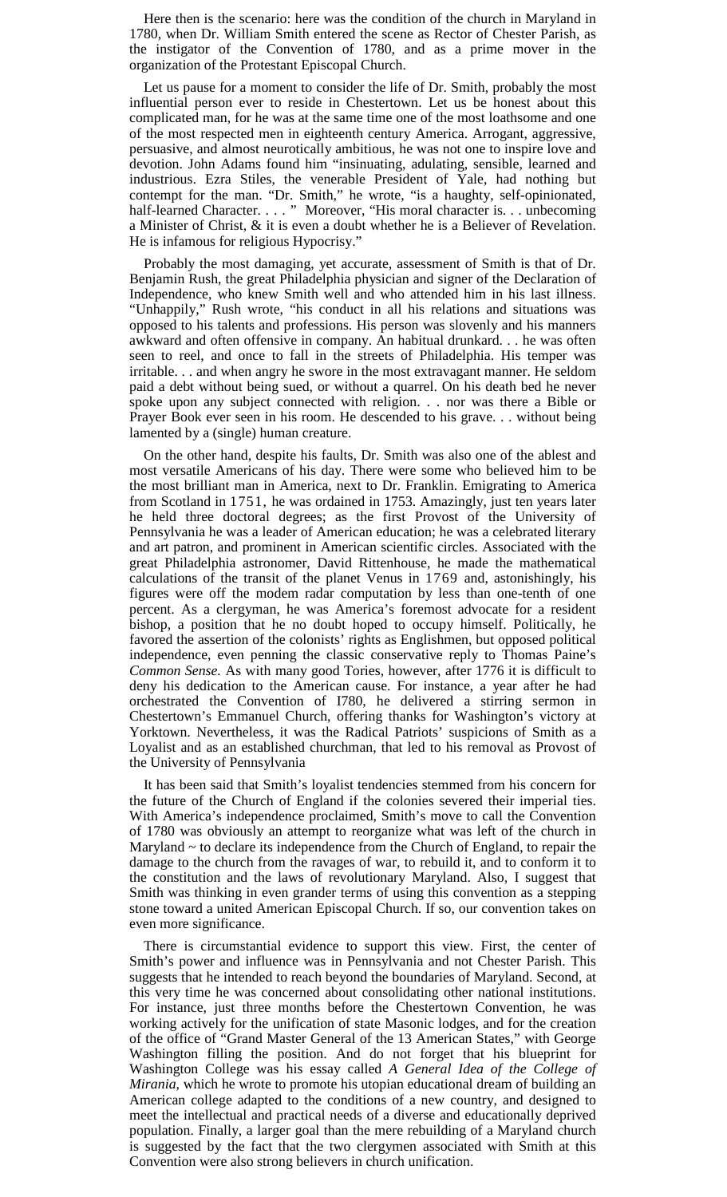Here then is the scenario: here was the condition of the church in Maryland in 1780, when Dr. William Smith entered the scene as Rector of Chester Parish, as the instigator of the Convention of 1780, and as a prime mover in the organization of the Protestant Episcopal Church.

Let us pause for a moment to consider the life of Dr. Smith, probably the most influential person ever to reside in Chestertown. Let us be honest about this complicated man, for he was at the same time one of the most loathsome and one of the most respected men in eighteenth century America. Arrogant, aggressive, persuasive, and almost neurotically ambitious, he was not one to inspire love and devotion. John Adams found him "insinuating, adulating, sensible, learned and industrious. Ezra Stiles, the venerable President of Yale, had nothing but contempt for the man. "Dr. Smith," he wrote, "is a haughty, self-opinionated, half-learned Character. . . . " Moreover, "His moral character is. . . unbecoming a Minister of Christ, & it is even a doubt whether he is a Believer of Revelation. He is infamous for religious Hypocrisy."

Probably the most damaging, yet accurate, assessment of Smith is that of Dr. Benjamin Rush, the great Philadelphia physician and signer of the Declaration of Independence, who knew Smith well and who attended him in his last illness. "Unhappily," Rush wrote, "his conduct in all his relations and situations was opposed to his talents and professions. His person was slovenly and his manners awkward and often offensive in company. An habitual drunkard. . . he was often seen to reel, and once to fall in the streets of Philadelphia. His temper was irritable. . . and when angry he swore in the most extravagant manner. He seldom paid a debt without being sued, or without a quarrel. On his death bed he never spoke upon any subject connected with religion. . . nor was there a Bible or Prayer Book ever seen in his room. He descended to his grave. . . without being lamented by a (single) human creature.

On the other hand, despite his faults, Dr. Smith was also one of the ablest and most versatile Americans of his day. There were some who believed him to be the most brilliant man in America, next to Dr. Franklin. Emigrating to America from Scotland in 1751, he was ordained in 1753. Amazingly, just ten years later he held three doctoral degrees; as the first Provost of the University of Pennsylvania he was a leader of American education; he was a celebrated literary and art patron, and prominent in American scientific circles. Associated with the great Philadelphia astronomer, David Rittenhouse, he made the mathematical calculations of the transit of the planet Venus in 1769 and, astonishingly, his figures were off the modem radar computation by less than one-tenth of one percent. As a clergyman, he was America's foremost advocate for a resident bishop, a position that he no doubt hoped to occupy himself. Politically, he favored the assertion of the colonists' rights as Englishmen, but opposed political independence, even penning the classic conservative reply to Thomas Paine's *Common Sense.* As with many good Tories, however, after 1776 it is difficult to deny his dedication to the American cause. For instance, a year after he had orchestrated the Convention of I780, he delivered a stirring sermon in Chestertown's Emmanuel Church, offering thanks for Washington's victory at Yorktown. Nevertheless, it was the Radical Patriots' suspicions of Smith as a Loyalist and as an established churchman, that led to his removal as Provost of the University of Pennsylvania

It has been said that Smith's loyalist tendencies stemmed from his concern for the future of the Church of England if the colonies severed their imperial ties. With America's independence proclaimed, Smith's move to call the Convention of 1780 was obviously an attempt to reorganize what was left of the church in Maryland ~ to declare its independence from the Church of England, to repair the damage to the church from the ravages of war, to rebuild it, and to conform it to the constitution and the laws of revolutionary Maryland. Also, I suggest that Smith was thinking in even grander terms of using this convention as a stepping stone toward a united American Episcopal Church. If so, our convention takes on even more significance.

There is circumstantial evidence to support this view. First, the center of Smith's power and influence was in Pennsylvania and not Chester Parish. This suggests that he intended to reach beyond the boundaries of Maryland. Second, at this very time he was concerned about consolidating other national institutions. For instance, just three months before the Chestertown Convention, he was working actively for the unification of state Masonic lodges, and for the creation of the office of "Grand Master General of the 13 American States," with George Washington filling the position. And do not forget that his blueprint for Washington College was his essay called *A General Idea of the College of Mirania,* which he wrote to promote his utopian educational dream of building an American college adapted to the conditions of a new country, and designed to meet the intellectual and practical needs of a diverse and educationally deprived population. Finally, a larger goal than the mere rebuilding of a Maryland church is suggested by the fact that the two clergymen associated with Smith at this Convention were also strong believers in church unification.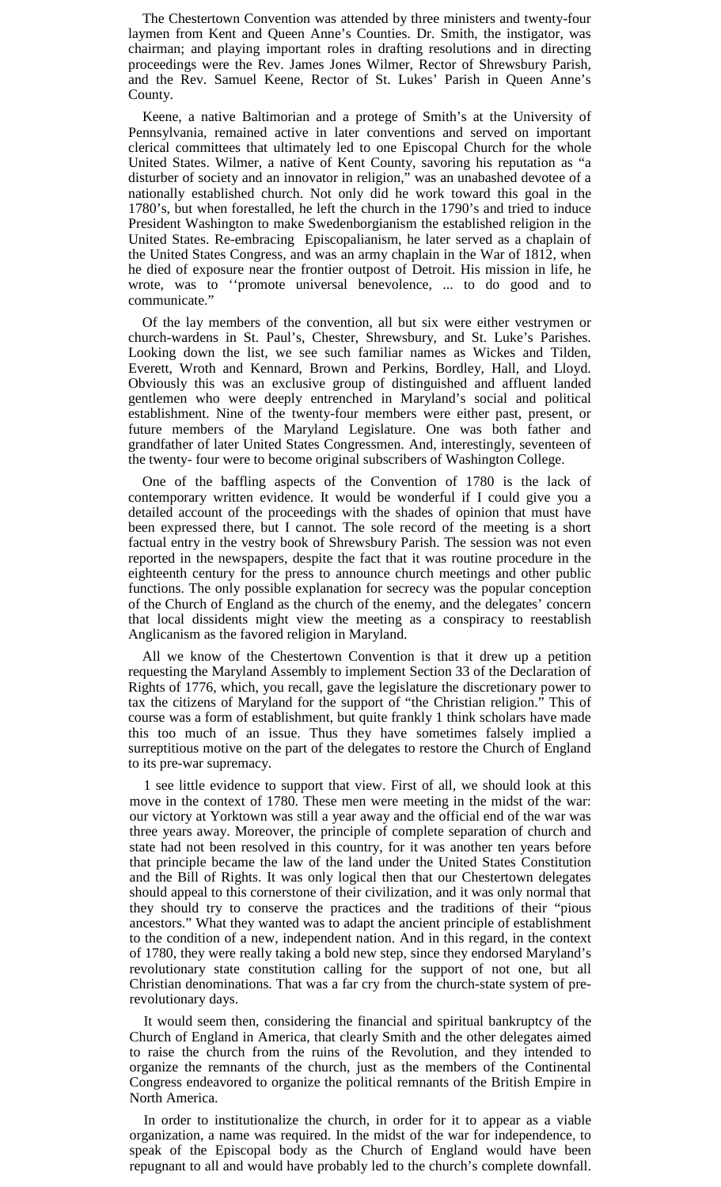The Chestertown Convention was attended by three ministers and twenty-four laymen from Kent and Queen Anne's Counties. Dr. Smith, the instigator, was chairman; and playing important roles in drafting resolutions and in directing proceedings were the Rev. James Jones Wilmer, Rector of Shrewsbury Parish, and the Rev. Samuel Keene, Rector of St. Lukes' Parish in Queen Anne's County.

Keene, a native Baltimorian and a protege of Smith's at the University of Pennsylvania, remained active in later conventions and served on important clerical committees that ultimately led to one Episcopal Church for the whole United States. Wilmer, a native of Kent County, savoring his reputation as "a disturber of society and an innovator in religion," was an unabashed devotee of a nationally established church. Not only did he work toward this goal in the 1780's, but when forestalled, he left the church in the 1790's and tried to induce President Washington to make Swedenborgianism the established religion in the United States. Re-embracing Episcopalianism, he later served as a chaplain of the United States Congress, and was an army chaplain in the War of 1812, when he died of exposure near the frontier outpost of Detroit. His mission in life, he wrote, was to ''promote universal benevolence, ... to do good and to communicate."

Of the lay members of the convention, all but six were either vestrymen or church-wardens in St. Paul's, Chester, Shrewsbury, and St. Luke's Parishes. Looking down the list, we see such familiar names as Wickes and Tilden, Everett, Wroth and Kennard, Brown and Perkins, Bordley, Hall, and Lloyd. Obviously this was an exclusive group of distinguished and affluent landed gentlemen who were deeply entrenched in Maryland's social and political establishment. Nine of the twenty-four members were either past, present, or future members of the Maryland Legislature. One was both father and grandfather of later United States Congressmen. And, interestingly, seventeen of the twenty- four were to become original subscribers of Washington College.

One of the baffling aspects of the Convention of 1780 is the lack of contemporary written evidence. It would be wonderful if I could give you a detailed account of the proceedings with the shades of opinion that must have been expressed there, but I cannot. The sole record of the meeting is a short factual entry in the vestry book of Shrewsbury Parish. The session was not even reported in the newspapers, despite the fact that it was routine procedure in the eighteenth century for the press to announce church meetings and other public functions. The only possible explanation for secrecy was the popular conception of the Church of England as the church of the enemy, and the delegates' concern that local dissidents might view the meeting as a conspiracy to reestablish Anglicanism as the favored religion in Maryland.

All we know of the Chestertown Convention is that it drew up a petition requesting the Maryland Assembly to implement Section 33 of the Declaration of Rights of 1776, which, you recall, gave the legislature the discretionary power to tax the citizens of Maryland for the support of "the Christian religion." This of course was a form of establishment, but quite frankly 1 think scholars have made this too much of an issue. Thus they have sometimes falsely implied a surreptitious motive on the part of the delegates to restore the Church of England to its pre-war supremacy.

1 see little evidence to support that view. First of all, we should look at this move in the context of 1780. These men were meeting in the midst of the war: our victory at Yorktown was still a year away and the official end of the war was three years away. Moreover, the principle of complete separation of church and state had not been resolved in this country, for it was another ten years before that principle became the law of the land under the United States Constitution and the Bill of Rights. It was only logical then that our Chestertown delegates should appeal to this cornerstone of their civilization, and it was only normal that they should try to conserve the practices and the traditions of their "pious ancestors." What they wanted was to adapt the ancient principle of establishment to the condition of a new, independent nation. And in this regard, in the context of 1780, they were really taking a bold new step, since they endorsed Maryland's revolutionary state constitution calling for the support of not one, but all Christian denominations. That was a far cry from the church-state system of pre-revolutionary days.

It would seem then, considering the financial and spiritual bankruptcy of the Church of England in America, that clearly Smith and the other delegates aimed to raise the church from the ruins of the Revolution, and they intended to organize the remnants of the church, just as the members of the Continental Congress endeavored to organize the political remnants of the British Empire in North America.

In order to institutionalize the church, in order for it to appear as a viable organization, a name was required. In the midst of the war for independence, to speak of the Episcopal body as the Church of England would have been repugnant to all and would have probably led to the church's complete downfall.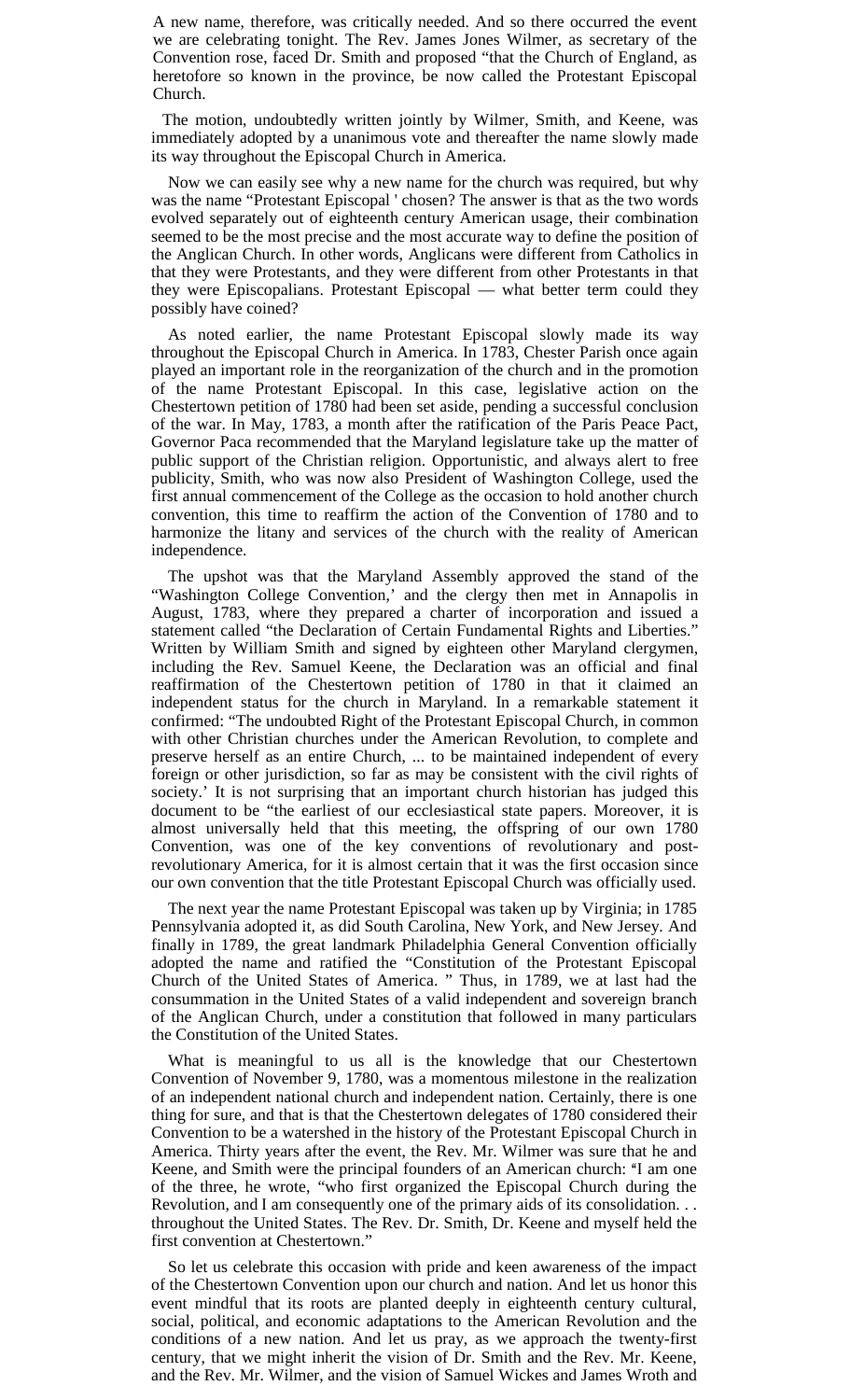A new name, therefore, was critically needed. And so there occurred the event we are celebrating tonight. The Rev. James Jones Wilmer, as secretary of the Convention rose, faced Dr. Smith and proposed "that the Church of England, as heretofore so known in the province, be now called the Protestant Episcopal Church.

The motion, undoubtedly written jointly by Wilmer, Smith, and Keene, was immediately adopted by a unanimous vote and thereafter the name slowly made its way throughout the Episcopal Church in America.

Now we can easily see why a new name for the church was required, but why was the name "Protestant Episcopal ' chosen? The answer is that as the two words evolved separately out of eighteenth century American usage, their combination seemed to be the most precise and the most accurate way to define the position of the Anglican Church. In other words, Anglicans were different from Catholics in that they were Protestants, and they were different from other Protestants in that they were Episcopalians. Protestant Episcopal — what better term could they possibly have coined?

As noted earlier, the name Protestant Episcopal slowly made its way throughout the Episcopal Church in America. In 1783, Chester Parish once again played an important role in the reorganization of the church and in the promotion of the name Protestant Episcopal. In this case, legislative action on the Chestertown petition of 1780 had been set aside, pending a successful conclusion of the war. In May, 1783, a month after the ratification of the Paris Peace Pact, Governor Paca recommended that the Maryland legislature take up the matter of public support of the Christian religion. Opportunistic, and always alert to free publicity, Smith, who was now also President of Washington College, used the first annual commencement of the College as the occasion to hold another church convention, this time to reaffirm the action of the Convention of 1780 and to harmonize the litany and services of the church with the reality of American independence.

The upshot was that the Maryland Assembly approved the stand of the "Washington College Convention,' and the clergy then met in Annapolis in August, 1783, where they prepared a charter of incorporation and issued a statement called "the Declaration of Certain Fundamental Rights and Liberties." Written by William Smith and signed by eighteen other Maryland clergymen, including the Rev. Samuel Keene, the Declaration was an official and final reaffirmation of the Chestertown petition of 1780 in that it claimed an independent status for the church in Maryland. In a remarkable statement it confirmed: "The undoubted Right of the Protestant Episcopal Church, in common with other Christian churches under the American Revolution, to complete and preserve herself as an entire Church, ... to be maintained independent of every foreign or other jurisdiction, so far as may be consistent with the civil rights of society.' It is not surprising that an important church historian has judged this document to be "the earliest of our ecclesiastical state papers. Moreover, it is almost universally held that this meeting, the offspring of our own 1780 Convention, was one of the key conventions of revolutionary and post-revolutionary America, for it is almost certain that it was the first occasion since our own convention that the title Protestant Episcopal Church was officially used.

The next year the name Protestant Episcopal was taken up by Virginia; in 1785 Pennsylvania adopted it, as did South Carolina, New York, and New Jersey. And finally in 1789, the great landmark Philadelphia General Convention officially adopted the name and ratified the "Constitution of the Protestant Episcopal Church of the United States of America. " Thus, in 1789, we at last had the consummation in the United States of a valid independent and sovereign branch of the Anglican Church, under a constitution that followed in many particulars the Constitution of the United States.

What is meaningful to us all is the knowledge that our Chestertown Convention of November 9, 1780, was a momentous milestone in the realization of an independent national church and independent nation. Certainly, there is one thing for sure, and that is that the Chestertown delegates of 1780 considered their Convention to be a watershed in the history of the Protestant Episcopal Church in America. Thirty years after the event, the Rev. Mr. Wilmer was sure that he and Keene, and Smith were the principal founders of an American church: "I am one of the three, he wrote, "who first organized the Episcopal Church during the Revolution, and I am consequently one of the primary aids of its consolidation. . . throughout the United States. The Rev. Dr. Smith, Dr. Keene and myself held the first convention at Chestertown."

So let us celebrate this occasion with pride and keen awareness of the impact of the Chestertown Convention upon our church and nation. And let us honor this event mindful that its roots are planted deeply in eighteenth century cultural, social, political, and economic adaptations to the American Revolution and the conditions of a new nation. And let us pray, as we approach the twenty-first century, that we might inherit the vision of Dr. Smith and the Rev. Mr. Keene, and the Rev. Mr. Wilmer, and the vision of Samuel Wickes and James Wroth and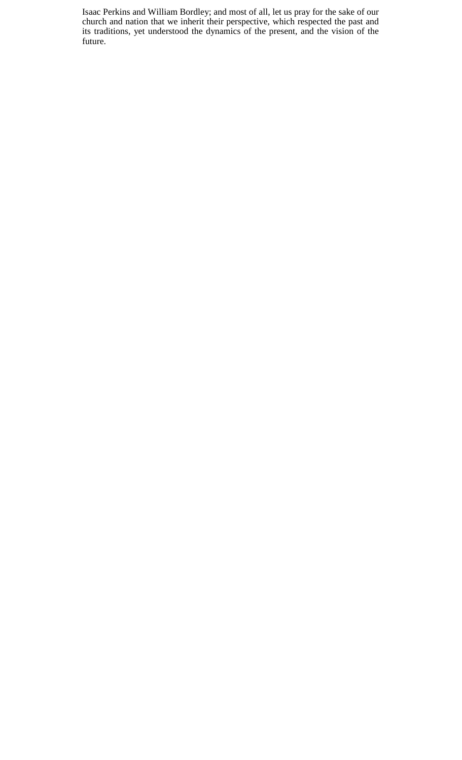Isaac Perkins and William Bordley; and most of all, let us pray for the sake of our church and nation that we inherit their perspective, which respected the past and its traditions, yet understood the dynamics of the present, and the vision of the future.